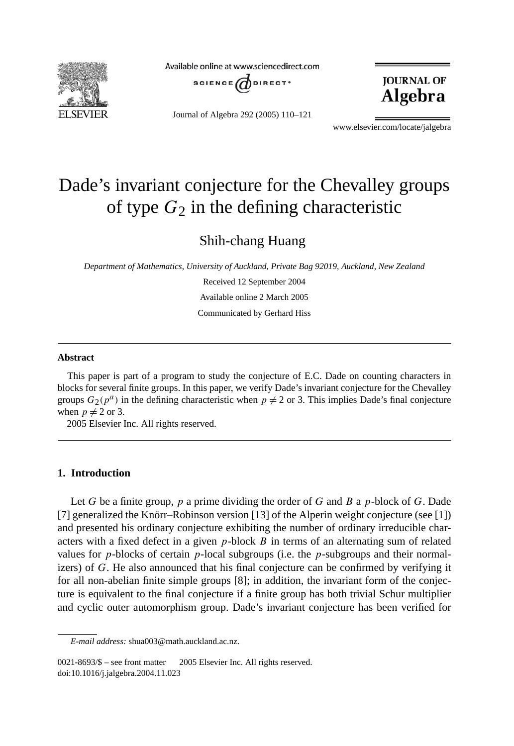# Dade's invariant conjecture for the Chevalley groups of type $G_2$ in the defining characteristic

Shih-chang Huang

*Department of Mathematics, University of Auckland, Private Bag 92019, Auckland, New Zealand*

Received 12 September 2004

Available online 2 March 2005

Communicated by Gerhard Hiss

## Abstract

This paper is part of a program to study the conjecture of E.C. Dade on counting characters in blocks for several finite groups. In this paper, we verify Dade's invariant conjecture for the Chevalley groups $G_2(p^a)$ in the defining characteristic when $p \neq 2$ or 3. This implies Dade's final conjecture when $p \neq 2$ or 3.

2005 Elsevier Inc. All rights reserved.

## 1. Introduction

Let $G$ be a finite group, $p$ a prime dividing the order of $G$ and $B$ a $p$-block of $G$. Dade [7] generalized the Knörr–Robinson version [13] of the Alperin weight conjecture (see [1]) and presented his ordinary conjecture exhibiting the number of ordinary irreducible characters with a fixed defect in a given $p$-block $B$ in terms of an alternating sum of related values for $p$-blocks of certain $p$-local subgroups (i.e. the $p$-subgroups and their normalizers) of $G$. He also announced that his final conjecture can be confirmed by verifying it for all non-abelian finite simple groups [8]; in addition, the invariant form of the conjecture is equivalent to the final conjecture if a finite group has both trivial Schur multiplier and cyclic outer automorphism group. Dade's invariant conjecture has been verified for

*E-mail address:* shua003@math.auckland.ac.nz.

0021-8693/$ – see front matter 2005 Elsevier Inc. All rights reserved.
doi:10.1016/j.jalgebra.2004.11.023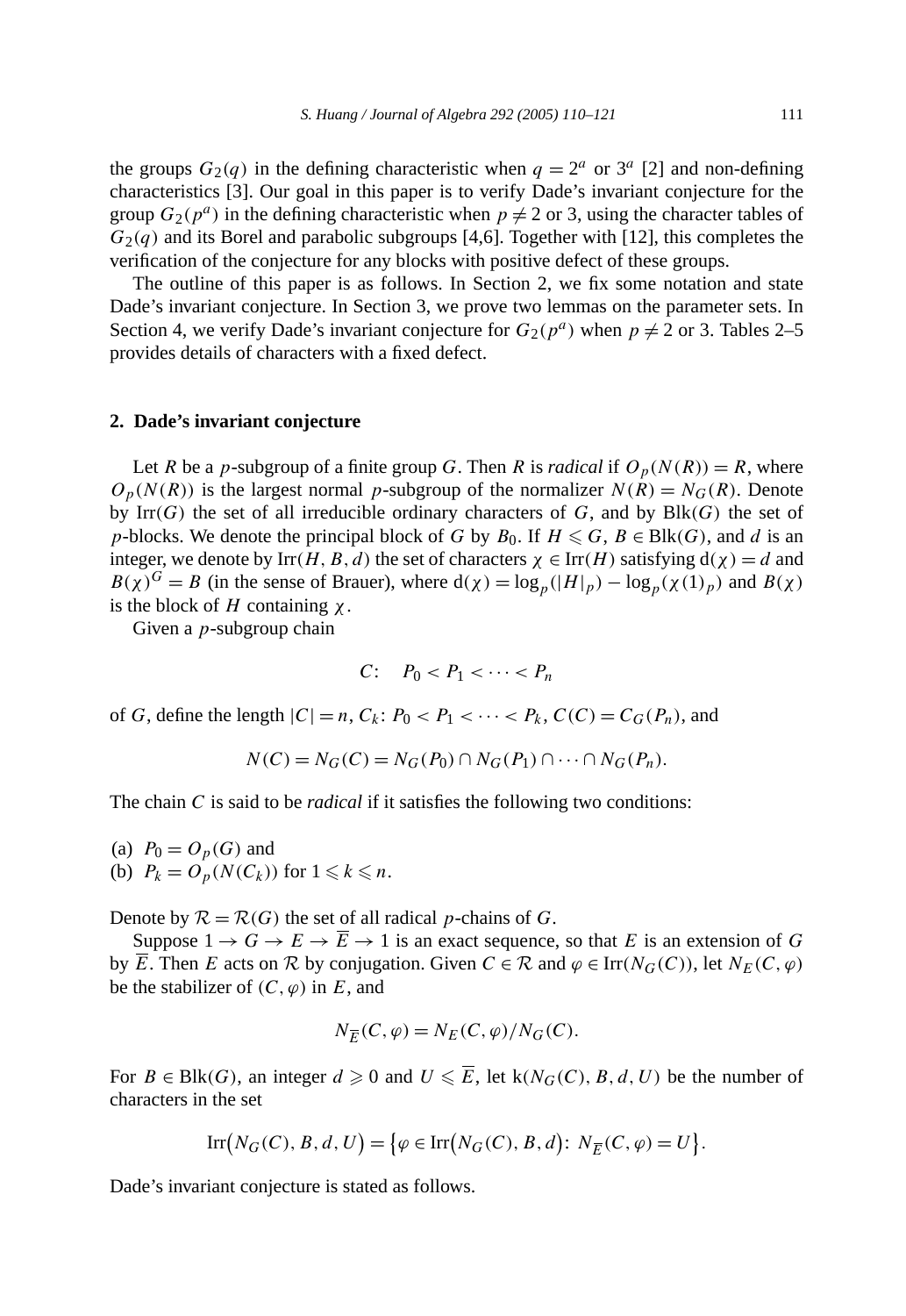the groups $G_2(q)$ in the defining characteristic when $q = 2^a$ or $3^a$ [2] and non-defining characteristics [3]. Our goal in this paper is to verify Dade's invariant conjecture for the group $G_2(p^a)$ in the defining characteristic when $p \neq 2$ or 3, using the character tables of $G_2(q)$ and its Borel and parabolic subgroups [4,6]. Together with [12], this completes the verification of the conjecture for any blocks with positive defect of these groups.

The outline of this paper is as follows. In Section 2, we fix some notation and state Dade's invariant conjecture. In Section 3, we prove two lemmas on the parameter sets. In Section 4, we verify Dade's invariant conjecture for $G_2(p^a)$ when $p \neq 2$ or 3. Tables 2–5 provides details of characters with a fixed defect.

## 2. Dade's invariant conjecture

Let $R$ be a $p$-subgroup of a finite group $G$. Then $R$ is *radical* if $O_p(N(R)) = R$, where $O_p(N(R))$ is the largest normal $p$-subgroup of the normalizer $N(R) = N_G(R)$. Denote by $\mathrm{Irr}(G)$ the set of all irreducible ordinary characters of $G$, and by $\mathrm{Blk}(G)$ the set of $p$-blocks. We denote the principal block of $G$ by $B_0$. If $H \leqslant G$, $B \in \mathrm{Blk}(G)$, and $d$ is an integer, we denote by $\mathrm{Irr}(H, B, d)$ the set of characters $\chi \in \mathrm{Irr}(H)$ satisfying $\mathrm{d}(\chi) = d$ and $B(\chi)^G = B$ (in the sense of Brauer), where $\mathrm{d}(\chi) = \log_p(|H|_p) - \log_p(\chi(1)_p)$ and $B(\chi)$ is the block of $H$ containing $\chi$.

Given a $p$-subgroup chain

$$C\colon \quad P_0 < P_1 < \cdots < P_n$$

of $G$, define the length $|C| = n$, $C_k$: $P_0 < P_1 < \cdots < P_k$, $C(C) = C_G(P_n)$, and

$$N(C) = N_G(C) = N_G(P_0) \cap N_G(P_1) \cap \cdots \cap N_G(P_n).$$

The chain $C$ is said to be *radical* if it satisfies the following two conditions:

(a) $P_0 = O_p(G)$ and
(b) $P_k = O_p(N(C_k))$ for $1 \leqslant k \leqslant n$.

Denote by $\mathcal{R} = \mathcal{R}(G)$ the set of all radical $p$-chains of $G$.

Suppose $1 \to G \to E \to \overline{E} \to 1$ is an exact sequence, so that $E$ is an extension of $G$ by $\overline{E}$. Then $E$ acts on $\mathcal{R}$ by conjugation. Given $C \in \mathcal{R}$ and $\varphi \in \mathrm{Irr}(N_G(C))$, let $N_E(C, \varphi)$ be the stabilizer of $(C, \varphi)$ in $E$, and

$$N_{\overline{E}}(C, \varphi) = N_E(C, \varphi)/N_G(C).$$

For $B \in \mathrm{Blk}(G)$, an integer $d \geqslant 0$ and $U \leqslant \overline{E}$, let $\mathrm{k}(N_G(C), B, d, U)$ be the number of characters in the set

$$\mathrm{Irr}\big(N_G(C), B, d, U\big) = \big\{\varphi \in \mathrm{Irr}\big(N_G(C), B, d\big)\colon N_{\overline{E}}(C, \varphi) = U\big\}.$$

Dade's invariant conjecture is stated as follows.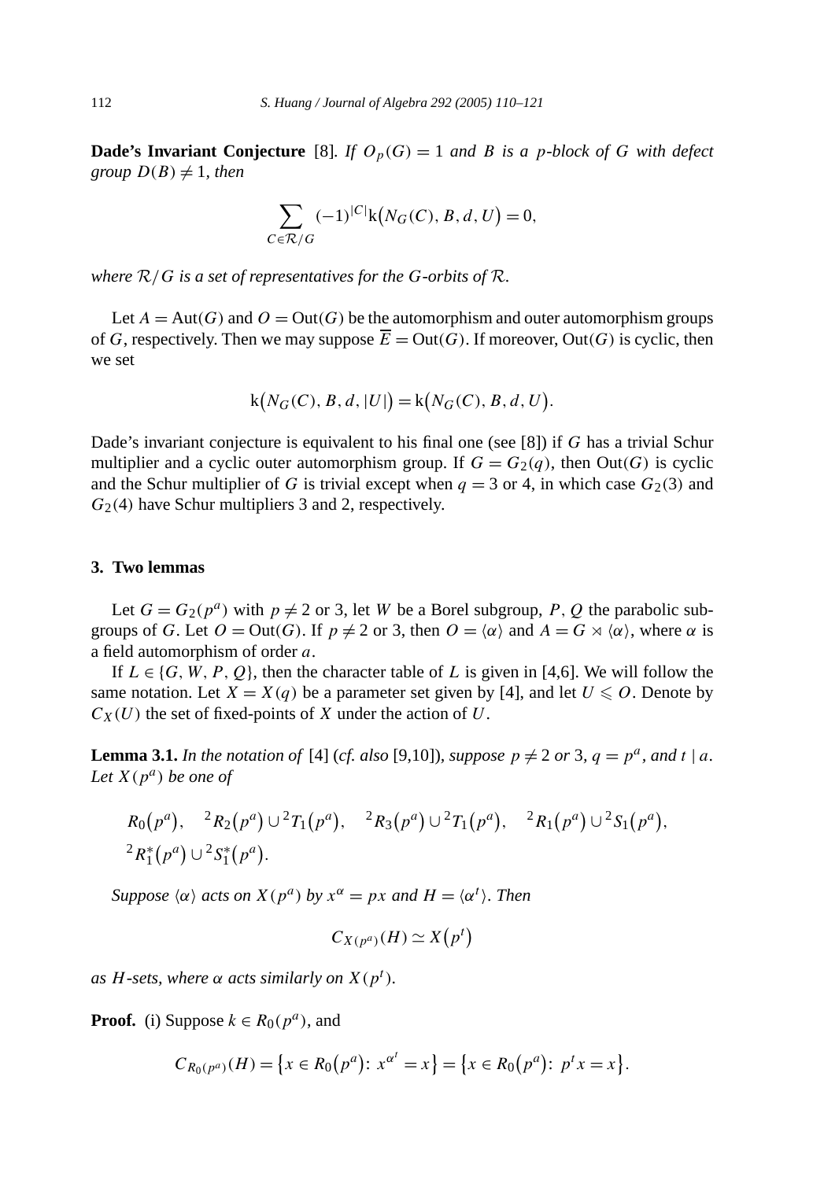**Dade's Invariant Conjecture** [8]. *If $O_p(G) = 1$ and $B$ is a $p$-block of $G$ with defect group $D(B) \neq 1$, then*

$$\sum_{C \in \mathcal{R}/G} (-1)^{|C|} \mathrm{k}\big(N_G(C), B, d, U\big) = 0,$$

*where $\mathcal{R}/G$ is a set of representatives for the $G$-orbits of $\mathcal{R}$.*

Let $A = \mathrm{Aut}(G)$ and $O = \mathrm{Out}(G)$ be the automorphism and outer automorphism groups of $G$, respectively. Then we may suppose $\overline{E} = \mathrm{Out}(G)$. If moreover, $\mathrm{Out}(G)$ is cyclic, then we set

$$\mathrm{k}\big(N_G(C), B, d, |U|\big) = \mathrm{k}\big(N_G(C), B, d, U\big).$$

Dade's invariant conjecture is equivalent to his final one (see [8]) if $G$ has a trivial Schur multiplier and a cyclic outer automorphism group. If $G = G_2(q)$, then $\mathrm{Out}(G)$ is cyclic and the Schur multiplier of $G$ is trivial except when $q = 3$ or 4, in which case $G_2(3)$ and $G_2(4)$ have Schur multipliers 3 and 2, respectively.

## 3. Two lemmas

Let $G = G_2(p^a)$ with $p \neq 2$ or 3, let $W$ be a Borel subgroup, $P$, $Q$ the parabolic subgroups of $G$. Let $O = \mathrm{Out}(G)$. If $p \neq 2$ or 3, then $O = \langle \alpha \rangle$ and $A = G \rtimes \langle \alpha \rangle$, where $\alpha$ is a field automorphism of order $a$.

If $L \in \{G, W, P, Q\}$, then the character table of $L$ is given in [4,6]. We will follow the same notation. Let $X = X(q)$ be a parameter set given by [4], and let $U \leqslant O$. Denote by $C_X(U)$ the set of fixed-points of $X$ under the action of $U$.

**Lemma 3.1.** *In the notation of* [4] (*cf. also* [9,10]), *suppose $p \neq 2$ or 3, $q = p^a$, and $t \mid a$. Let $X(p^a)$ be one of*

$$R_0(p^a), \quad {}^2R_2(p^a) \cup {}^2T_1(p^a), \quad {}^2R_3(p^a) \cup {}^2T_1(p^a), \quad {}^2R_1(p^a) \cup {}^2S_1(p^a),$$
$${}^2R_1^*(p^a) \cup {}^2S_1^*(p^a).$$

*Suppose $\langle \alpha \rangle$ acts on $X(p^a)$ by $x^\alpha = px$ and $H = \langle \alpha^t \rangle$. Then*

$$C_{X(p^a)}(H) \simeq X(p^t)$$

*as $H$-sets, where $\alpha$ acts similarly on $X(p^t)$.*

**Proof.** (i) Suppose $k \in R_0(p^a)$, and

$$C_{R_0(p^a)}(H) = \{x \in R_0(p^a) \colon x^{\alpha^t} = x\} = \{x \in R_0(p^a) \colon p^t x = x\}.$$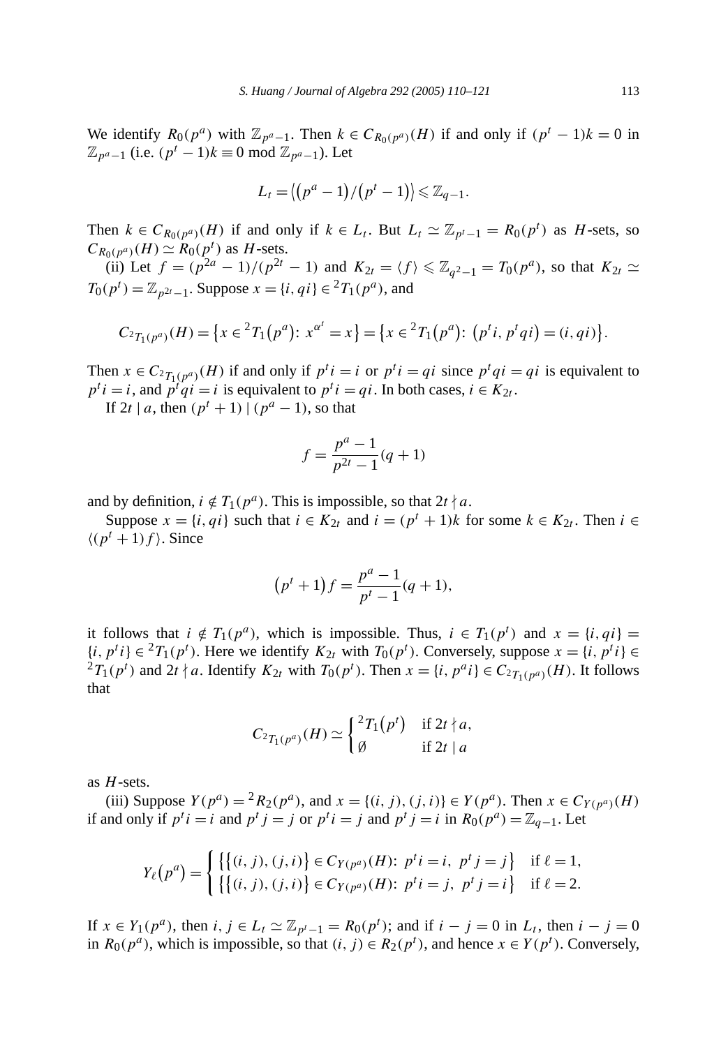We identify $R_0(p^a)$ with $\mathbb{Z}_{p^a-1}$. Then $k \in C_{R_0(p^a)}(H)$ if and only if $(p^t-1)k = 0$ in $\mathbb{Z}_{p^a-1}$ (i.e. $(p^t-1)k \equiv 0 \bmod \mathbb{Z}_{p^a-1}$). Let

$$L_t = \langle (p^a-1)/(p^t-1) \rangle \leqslant \mathbb{Z}_{q-1}.$$

Then $k \in C_{R_0(p^a)}(H)$ if and only if $k \in L_t$. But $L_t \simeq \mathbb{Z}_{p^t-1} = R_0(p^t)$ as $H$-sets, so $C_{R_0(p^a)}(H) \simeq R_0(p^t)$ as $H$-sets.

(ii) Let $f = (p^{2a}-1)/(p^{2t}-1)$ and $K_{2t} = \langle f \rangle \leqslant \mathbb{Z}_{q^2-1} = T_0(p^a)$, so that $K_{2t} \simeq T_0(p^t) = \mathbb{Z}_{p^{2t}-1}$. Suppose $x = \{i, qi\} \in {}^2T_1(p^a)$, and

$$C_{{}^2T_1(p^a)}(H) = \{x \in {}^2T_1(p^a)\colon x^{\alpha^t} = x\} = \{x \in {}^2T_1(p^a)\colon (p^t i, p^t qi) = (i, qi)\}.$$

Then $x \in C_{{}^2T_1(p^a)}(H)$ if and only if $p^t i = i$ or $p^t i = qi$ since $p^t qi = qi$ is equivalent to $p^t i = i$, and $p^t qi = i$ is equivalent to $p^t i = qi$. In both cases, $i \in K_{2t}$.

If $2t \mid a$, then $(p^t+1) \mid (p^a-1)$, so that

$$f = \frac{p^a-1}{p^{2t}-1}(q+1)$$

and by definition, $i \notin T_1(p^a)$. This is impossible, so that $2t \nmid a$.

Suppose $x = \{i, qi\}$ such that $i \in K_{2t}$ and $i = (p^t+1)k$ for some $k \in K_{2t}$. Then $i \in \langle (p^t+1) f \rangle$. Since

$$(p^t+1) f = \frac{p^a-1}{p^t-1}(q+1),$$

it follows that $i \notin T_1(p^a)$, which is impossible. Thus, $i \in T_1(p^t)$ and $x = \{i, qi\} = \{i, p^t i\} \in {}^2T_1(p^t)$. Here we identify $K_{2t}$ with $T_0(p^t)$. Conversely, suppose $x = \{i, p^t i\} \in {}^2T_1(p^t)$ and $2t \nmid a$. Identify $K_{2t}$ with $T_0(p^t)$. Then $x = \{i, p^a i\} \in C_{{}^2T_1(p^a)}(H)$. It follows that

$$C_{{}^2T_1(p^a)}(H) \simeq \begin{cases} {}^2T_1(p^t) & \text{if } 2t \nmid a, \\ \emptyset & \text{if } 2t \mid a \end{cases}$$

as $H$-sets.

(iii) Suppose $Y(p^a) = {}^2R_2(p^a)$, and $x = \{(i,j), (j,i)\} \in Y(p^a)$. Then $x \in C_{Y(p^a)}(H)$ if and only if $p^t i = i$ and $p^t j = j$ or $p^t i = j$ and $p^t j = i$ in $R_0(p^a) = \mathbb{Z}_{q-1}$. Let

$$Y_\ell(p^a) = \begin{cases} \{\{(i,j),(j,i)\} \in C_{Y(p^a)}(H)\colon p^t i = i,\ p^t j = j\} & \text{if } \ell = 1, \\ \{\{(i,j),(j,i)\} \in C_{Y(p^a)}(H)\colon p^t i = j,\ p^t j = i\} & \text{if } \ell = 2. \end{cases}$$

If $x \in Y_1(p^a)$, then $i, j \in L_t \simeq \mathbb{Z}_{p^t-1} = R_0(p^t)$; and if $i - j = 0$ in $L_t$, then $i - j = 0$ in $R_0(p^a)$, which is impossible, so that $(i,j) \in R_2(p^t)$, and hence $x \in Y(p^t)$. Conversely,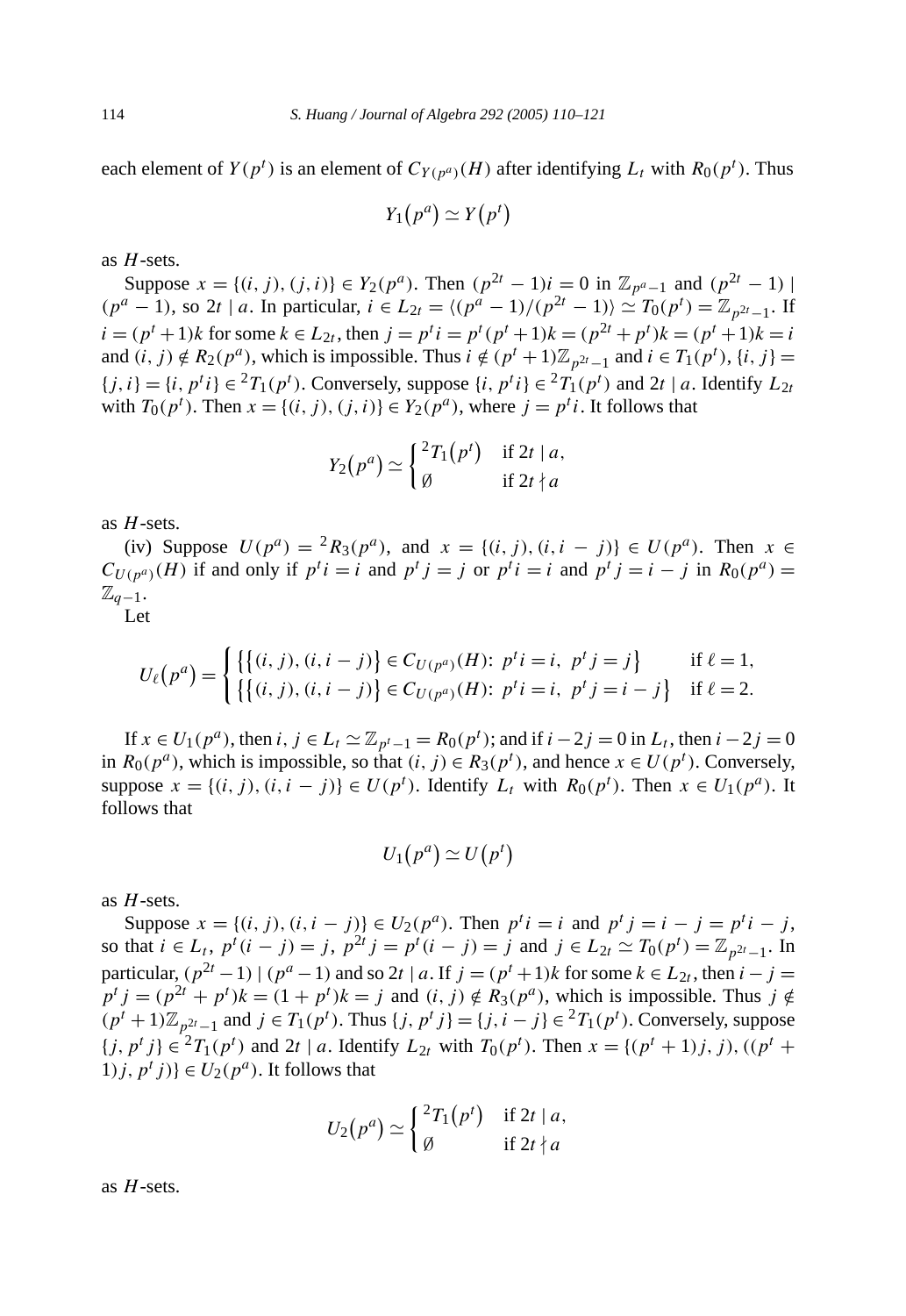each element of $Y(p^t)$ is an element of $C_{Y(p^a)}(H)$ after identifying $L_t$ with $R_0(p^t)$. Thus

$$Y_1(p^a) \simeq Y(p^t)$$

as $H$-sets.

Suppose $x = \{(i, j), (j, i)\} \in Y_2(p^a)$. Then $(p^{2t} - 1)i = 0$ in $\mathbb{Z}_{p^a-1}$ and $(p^{2t} - 1) \mid (p^a - 1)$, so $2t \mid a$. In particular, $i \in L_{2t} = \langle (p^a - 1)/(p^{2t} - 1)\rangle \simeq T_0(p^t) = \mathbb{Z}_{p^{2t}-1}$. If $i = (p^t + 1)k$ for some $k \in L_{2t}$, then $j = p^t i = p^t(p^t + 1)k = (p^{2t} + p^t)k = (p^t + 1)k = i$ and $(i, j) \notin R_2(p^a)$, which is impossible. Thus $i \notin (p^t + 1)\mathbb{Z}_{p^{2t}-1}$ and $i \in T_1(p^t)$, $\{i, j\} = \{j, i\} = \{i, p^t i\} \in {}^2T_1(p^t)$. Conversely, suppose $\{i, p^t i\} \in {}^2T_1(p^t)$ and $2t \mid a$. Identify $L_{2t}$ with $T_0(p^t)$. Then $x = \{(i, j), (j, i)\} \in Y_2(p^a)$, where $j = p^t i$. It follows that

$$Y_2(p^a) \simeq \begin{cases} {}^2T_1(p^t) & \text{if } 2t \mid a, \\ \emptyset & \text{if } 2t \nmid a \end{cases}$$

as $H$-sets.

(iv) Suppose $U(p^a) = {}^2R_3(p^a)$, and $x = \{(i, j), (i, i - j)\} \in U(p^a)$. Then $x \in C_{U(p^a)}(H)$ if and only if $p^t i = i$ and $p^t j = j$ or $p^t i = i$ and $p^t j = i - j$ in $R_0(p^a) = \mathbb{Z}_{q-1}$.

Let

$$U_\ell(p^a) = \begin{cases} \{\{(i, j), (i, i - j)\} \in C_{U(p^a)}(H)\colon\ p^t i = i,\ p^t j = j\} & \text{if } \ell = 1, \\ \{\{(i, j), (i, i - j)\} \in C_{U(p^a)}(H)\colon\ p^t i = i,\ p^t j = i - j\} & \text{if } \ell = 2. \end{cases}$$

If $x \in U_1(p^a)$, then $i, j \in L_t \simeq \mathbb{Z}_{p^t-1} = R_0(p^t)$; and if $i - 2j = 0$ in $L_t$, then $i - 2j = 0$ in $R_0(p^a)$, which is impossible, so that $(i, j) \in R_3(p^t)$, and hence $x \in U(p^t)$. Conversely, suppose $x = \{(i, j), (i, i - j)\} \in U(p^t)$. Identify $L_t$ with $R_0(p^t)$. Then $x \in U_1(p^a)$. It follows that

$$U_1(p^a) \simeq U(p^t)$$

as $H$-sets.

Suppose $x = \{(i, j), (i, i - j)\} \in U_2(p^a)$. Then $p^t i = i$ and $p^t j = i - j = p^t i - j$, so that $i \in L_t$, $p^t(i - j) = j$, $p^{2t} j = p^t(i - j) = j$ and $j \in L_{2t} \simeq T_0(p^t) = \mathbb{Z}_{p^{2t}-1}$. In particular, $(p^{2t} - 1) \mid (p^a - 1)$ and so $2t \mid a$. If $j = (p^t + 1)k$ for some $k \in L_{2t}$, then $i - j = p^t j = (p^{2t} + p^t)k = (1 + p^t)k = j$ and $(i, j) \notin R_3(p^a)$, which is impossible. Thus $j \notin (p^t + 1)\mathbb{Z}_{p^{2t}-1}$ and $j \in T_1(p^t)$. Thus $\{j, p^t j\} = \{j, i - j\} \in {}^2T_1(p^t)$. Conversely, suppose $\{j, p^t j\} \in {}^2T_1(p^t)$ and $2t \mid a$. Identify $L_{2t}$ with $T_0(p^t)$. Then $x = \{(p^t + 1)j, j), ((p^t + 1)j, p^t j)\} \in U_2(p^a)$. It follows that

$$U_2(p^a) \simeq \begin{cases} {}^2T_1(p^t) & \text{if } 2t \mid a, \\ \emptyset & \text{if } 2t \nmid a \end{cases}$$

as $H$-sets.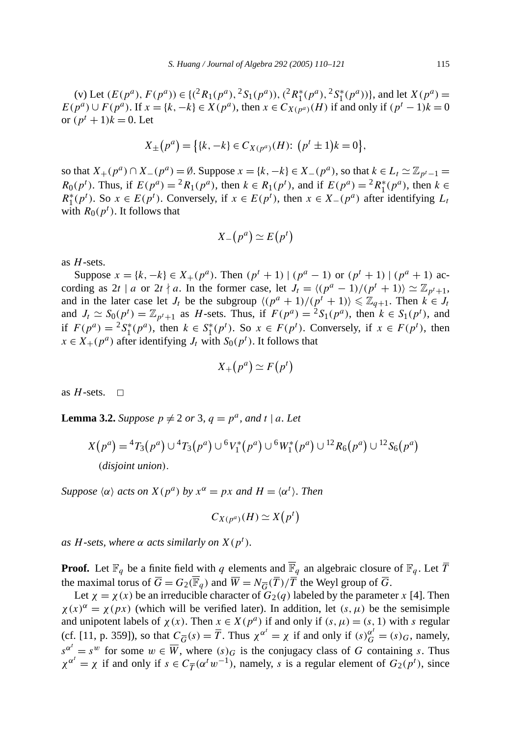(v) Let $(E(p^a), F(p^a)) \in \{({}^2R_1(p^a), {}^2S_1(p^a)), ({}^2R_1^*(p^a), {}^2S_1^*(p^a))\}$, and let $X(p^a) = E(p^a) \cup F(p^a)$. If $x = \{k, -k\} \in X(p^a)$, then $x \in C_{X(p^a)}(H)$ if and only if $(p^t - 1)k = 0$ or $(p^t + 1)k = 0$. Let

$$X_{\pm}(p^a) = \{\{k, -k\} \in C_{X(p^a)}(H)\colon \ (p^t \pm 1)k = 0\},$$

so that $X_+(p^a) \cap X_-(p^a) = \emptyset$. Suppose $x = \{k, -k\} \in X_-(p^a)$, so that $k \in L_t \simeq \mathbb{Z}_{p^t-1} = R_0(p^t)$. Thus, if $E(p^a) = {}^2R_1(p^a)$, then $k \in R_1(p^t)$, and if $E(p^a) = {}^2R_1^*(p^a)$, then $k \in R_1^*(p^t)$. So $x \in E(p^t)$. Conversely, if $x \in E(p^t)$, then $x \in X_-(p^a)$ after identifying $L_t$ with $R_0(p^t)$. It follows that

$$X_-(p^a) \simeq E(p^t)$$

as $H$-sets.

Suppose $x = \{k, -k\} \in X_+(p^a)$. Then $(p^t + 1) \mid (p^a - 1)$ or $(p^t + 1) \mid (p^a + 1)$ according as $2t \mid a$ or $2t \nmid a$. In the former case, let $J_t = \langle (p^a - 1)/(p^t + 1)\rangle \simeq \mathbb{Z}_{p^t+1}$, and in the later case let $J_t$ be the subgroup $\langle (p^a + 1)/(p^t + 1)\rangle \leqslant \mathbb{Z}_{q+1}$. Then $k \in J_t$ and $J_t \simeq S_0(p^t) = \mathbb{Z}_{p^t+1}$ as $H$-sets. Thus, if $F(p^a) = {}^2S_1(p^a)$, then $k \in S_1(p^t)$, and if $F(p^a) = {}^2S_1^*(p^a)$, then $k \in S_1^*(p^t)$. So $x \in F(p^t)$. Conversely, if $x \in F(p^t)$, then $x \in X_+(p^a)$ after identifying $J_t$ with $S_0(p^t)$. It follows that

$$X_+(p^a) \simeq F(p^t)$$

as $H$-sets. $\square$

**Lemma 3.2.** *Suppose $p \neq 2$ or $3$, $q = p^a$, and $t \mid a$. Let*

$$X(p^a) = {}^4T_3(p^a) \cup {}^4T_3(p^a) \cup {}^6V_1^*(p^a) \cup {}^6W_1^*(p^a) \cup {}^{12}R_6(p^a) \cup {}^{12}S_6(p^a)$$

*(disjoint union).*

*Suppose $\langle \alpha \rangle$ acts on $X(p^a)$ by $x^\alpha = px$ and $H = \langle \alpha^t \rangle$. Then*

$$C_{X(p^a)}(H) \simeq X(p^t)$$

*as $H$-sets, where $\alpha$ acts similarly on $X(p^t)$.*

**Proof.** Let $\mathbb{F}_q$ be a finite field with $q$ elements and $\overline{\mathbb{F}}_q$ an algebraic closure of $\mathbb{F}_q$. Let $\overline{T}$ the maximal torus of $\overline{G} = G_2(\overline{\mathbb{F}}_q)$ and $\overline{W} = N_{\overline{G}}(\overline{T})/\overline{T}$ the Weyl group of $\overline{G}$.

Let $\chi = \chi(x)$ be an irreducible character of $G_2(q)$ labeled by the parameter $x$ [4]. Then $\chi(x)^\alpha = \chi(px)$ (which will be verified later). In addition, let $(s, \mu)$ be the semisimple and unipotent labels of $\chi(x)$. Then $x \in X(p^a)$ if and only if $(s, \mu) = (s, 1)$ with $s$ regular (cf. [11, p. 359]), so that $C_{\overline{G}}(s) = \overline{T}$. Thus $\chi^{\alpha^t} = \chi$ if and only if $(s)_G^{\alpha^t} = (s)_G$, namely, $s^{\alpha^t} = s^w$ for some $w \in \overline{W}$, where $(s)_G$ is the conjugacy class of $G$ containing $s$. Thus $\chi^{\alpha^t} = \chi$ if and only if $s \in C_{\overline{T}}(\alpha^t w^{-1})$, namely, $s$ is a regular element of $G_2(p^t)$, since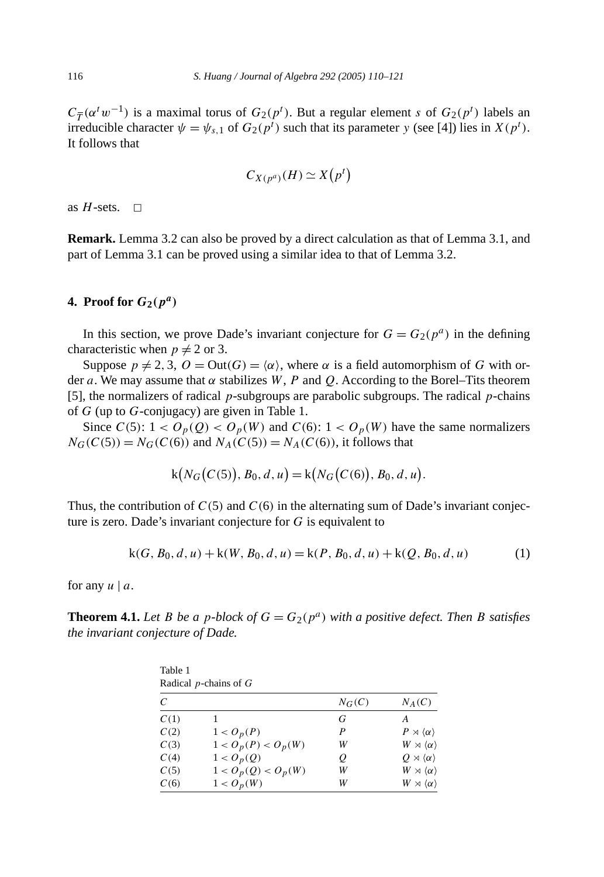$C_{\overline{T}}(\alpha^t w^{-1})$ is a maximal torus of $G_2(p^t)$. But a regular element $s$ of $G_2(p^t)$ labels an irreducible character $\psi = \psi_{s,1}$ of $G_2(p^t)$ such that its parameter $y$ (see [4]) lies in $X(p^t)$. It follows that

$$C_{X(p^a)}(H) \simeq X\big(p^t\big)$$

as $H$-sets. $\square$

**Remark.** Lemma 3.2 can also be proved by a direct calculation as that of Lemma 3.1, and part of Lemma 3.1 can be proved using a similar idea to that of Lemma 3.2.

## 4. Proof for $G_2(p^a)$

In this section, we prove Dade's invariant conjecture for $G = G_2(p^a)$ in the defining characteristic when $p \neq 2$ or 3.

Suppose $p \neq 2, 3$, $O = \mathrm{Out}(G) = \langle \alpha \rangle$, where $\alpha$ is a field automorphism of $G$ with order $a$. We may assume that $\alpha$ stabilizes $W$, $P$ and $Q$. According to the Borel–Tits theorem [5], the normalizers of radical $p$-subgroups are parabolic subgroups. The radical $p$-chains of $G$ (up to $G$-conjugacy) are given in Table 1.

Since $C(5)$: $1 < O_p(Q) < O_p(W)$ and $C(6)$: $1 < O_p(W)$ have the same normalizers $N_G(C(5)) = N_G(C(6))$ and $N_A(C(5)) = N_A(C(6))$, it follows that

$$\mathrm{k}\big(N_G\big(C(5)\big), B_0, d, u\big) = \mathrm{k}\big(N_G\big(C(6)\big), B_0, d, u\big).$$

Thus, the contribution of $C(5)$ and $C(6)$ in the alternating sum of Dade's invariant conjecture is zero. Dade's invariant conjecture for $G$ is equivalent to

$$\mathrm{k}(G, B_0, d, u) + \mathrm{k}(W, B_0, d, u) = \mathrm{k}(P, B_0, d, u) + \mathrm{k}(Q, B_0, d, u) \tag{1}$$

for any $u \mid a$.

**Theorem 4.1.** *Let $B$ be a $p$-block of $G = G_2(p^a)$ with a positive defect. Then $B$ satisfies the invariant conjecture of Dade.*

Table 1
Radical $p$-chains of $G$

| $C$ | | $N_G(C)$ | $N_A(C)$ |
|---|---|---|---|
| $C(1)$ | $1$ | $G$ | $A$ |
| $C(2)$ | $1 < O_p(P)$ | $P$ | $P \rtimes \langle\alpha\rangle$ |
| $C(3)$ | $1 < O_p(P) < O_p(W)$ | $W$ | $W \rtimes \langle\alpha\rangle$ |
| $C(4)$ | $1 < O_p(Q)$ | $Q$ | $Q \rtimes \langle\alpha\rangle$ |
| $C(5)$ | $1 < O_p(Q) < O_p(W)$ | $W$ | $W \rtimes \langle\alpha\rangle$ |
| $C(6)$ | $1 < O_p(W)$ | $W$ | $W \rtimes \langle\alpha\rangle$ |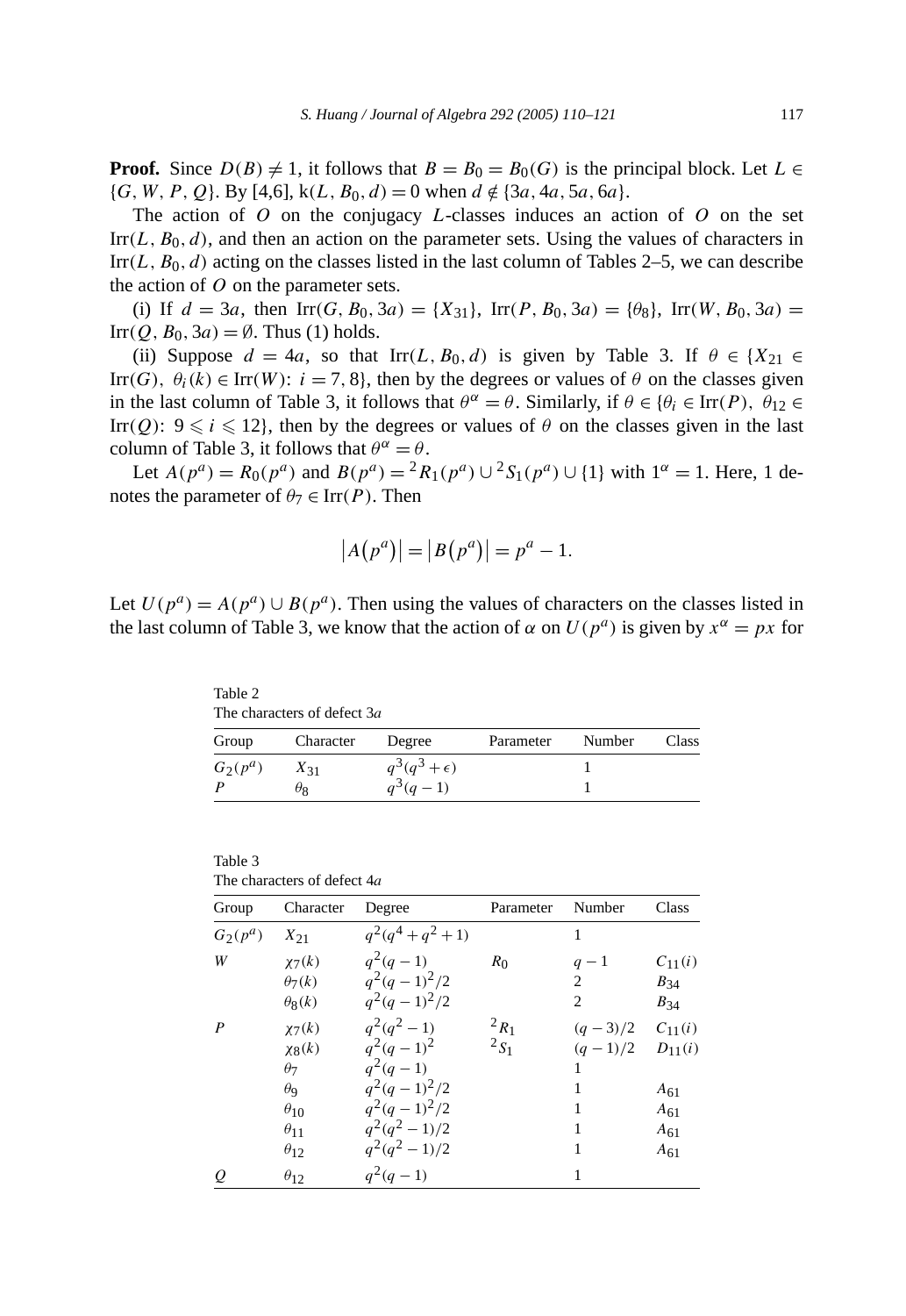**Proof.** Since $D(B) \neq 1$, it follows that $B = B_0 = B_0(G)$ is the principal block. Let $L \in \{G, W, P, Q\}$. By [4,6], $k(L, B_0, d) = 0$ when $d \notin \{3a, 4a, 5a, 6a\}$.

The action of $O$ on the conjugacy $L$-classes induces an action of $O$ on the set $\mathrm{Irr}(L, B_0, d)$, and then an action on the parameter sets. Using the values of characters in $\mathrm{Irr}(L, B_0, d)$ acting on the classes listed in the last column of Tables 2–5, we can describe the action of $O$ on the parameter sets.

(i) If $d = 3a$, then $\mathrm{Irr}(G, B_0, 3a) = \{X_{31}\}$, $\mathrm{Irr}(P, B_0, 3a) = \{\theta_8\}$, $\mathrm{Irr}(W, B_0, 3a) = \mathrm{Irr}(Q, B_0, 3a) = \emptyset$. Thus (1) holds.

(ii) Suppose $d = 4a$, so that $\mathrm{Irr}(L, B_0, d)$ is given by Table 3. If $\theta \in \{X_{21} \in \mathrm{Irr}(G),\ \theta_i(k) \in \mathrm{Irr}(W)\colon i = 7, 8\}$, then by the degrees or values of $\theta$ on the classes given in the last column of Table 3, it follows that $\theta^\alpha = \theta$. Similarly, if $\theta \in \{\theta_i \in \mathrm{Irr}(P),\ \theta_{12} \in \mathrm{Irr}(Q)\colon 9 \leqslant i \leqslant 12\}$, then by the degrees or values of $\theta$ on the classes given in the last column of Table 3, it follows that $\theta^\alpha = \theta$.

Let $A(p^a) = R_0(p^a)$ and $B(p^a) = {}^2R_1(p^a) \cup {}^2S_1(p^a) \cup \{1\}$ with $1^\alpha = 1$. Here, 1 denotes the parameter of $\theta_7 \in \mathrm{Irr}(P)$. Then

$$\left|A\left(p^a\right)\right| = \left|B\left(p^a\right)\right| = p^a - 1.$$

Let $U(p^a) = A(p^a) \cup B(p^a)$. Then using the values of characters on the classes listed in the last column of Table 3, we know that the action of $\alpha$ on $U(p^a)$ is given by $x^\alpha = px$ for

Table 2
The characters of defect $3a$

| Group | Character | Degree | Parameter | Number | Class |
|---|---|---|---|---|---|
| $G_2(p^a)$ | $X_{31}$ | $q^3(q^3 + \epsilon)$ | | 1 | |
| $P$ | $\theta_8$ | $q^3(q - 1)$ | | 1 | |

Table 3
The characters of defect $4a$

| Group | Character | Degree | Parameter | Number | Class |
|---|---|---|---|---|---|
| $G_2(p^a)$ | $X_{21}$ | $q^2(q^4 + q^2 + 1)$ | | 1 | |
| $W$ | $\chi_7(k)$ | $q^2(q - 1)$ | $R_0$ | $q - 1$ | $C_{11}(i)$ |
| | $\theta_7(k)$ | $q^2(q - 1)^2/2$ | | 2 | $B_{34}$ |
| | $\theta_8(k)$ | $q^2(q - 1)^2/2$ | | 2 | $B_{34}$ |
| $P$ | $\chi_7(k)$ | $q^2(q^2 - 1)$ | ${}^2R_1$ | $(q - 3)/2$ | $C_{11}(i)$ |
| | $\chi_8(k)$ | $q^2(q - 1)^2$ | ${}^2S_1$ | $(q - 1)/2$ | $D_{11}(i)$ |
| | $\theta_7$ | $q^2(q - 1)$ | | 1 | |
| | $\theta_9$ | $q^2(q - 1)^2/2$ | | 1 | $A_{61}$ |
| | $\theta_{10}$ | $q^2(q - 1)^2/2$ | | 1 | $A_{61}$ |
| | $\theta_{11}$ | $q^2(q^2 - 1)/2$ | | 1 | $A_{61}$ |
| | $\theta_{12}$ | $q^2(q^2 - 1)/2$ | | 1 | $A_{61}$ |
| $Q$ | $\theta_{12}$ | $q^2(q - 1)$ | | 1 | |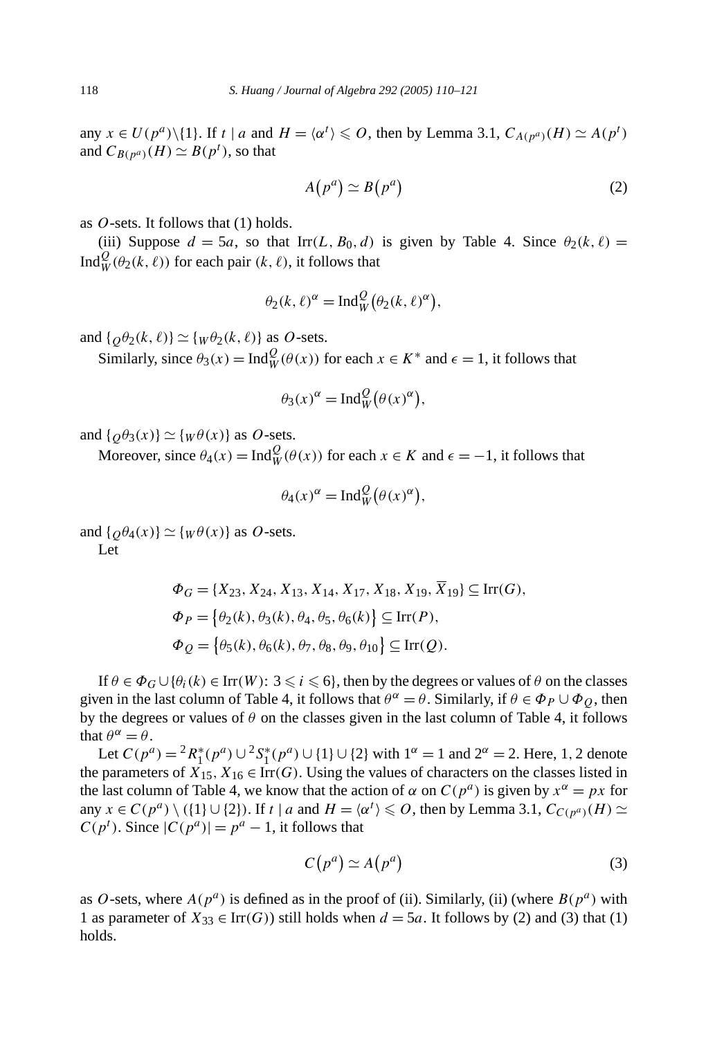any $x \in U(p^a)\setminus\{1\}$. If $t \mid a$ and $H = \langle \alpha^t \rangle \leqslant O$, then by Lemma 3.1, $C_{A(p^a)}(H) \simeq A(p^t)$ and $C_{B(p^a)}(H) \simeq B(p^t)$, so that

$$A(p^a) \simeq B(p^a) \tag{2}$$

as $O$-sets. It follows that (1) holds.

(iii) Suppose $d = 5a$, so that $\mathrm{Irr}(L, B_0, d)$ is given by Table 4. Since $\theta_2(k,\ell) = \mathrm{Ind}_W^Q(\theta_2(k,\ell))$ for each pair $(k,\ell)$, it follows that

$$\theta_2(k,\ell)^\alpha = \mathrm{Ind}_W^Q\big(\theta_2(k,\ell)^\alpha\big),$$

and $\{{}_Q\theta_2(k,\ell)\} \simeq \{{}_W\theta_2(k,\ell)\}$ as $O$-sets.

Similarly, since $\theta_3(x) = \mathrm{Ind}_W^Q(\theta(x))$ for each $x \in K^*$ and $\epsilon = 1$, it follows that

$$\theta_3(x)^\alpha = \mathrm{Ind}_W^Q\big(\theta(x)^\alpha\big),$$

and $\{{}_Q\theta_3(x)\} \simeq \{{}_W\theta(x)\}$ as $O$-sets.

Moreover, since $\theta_4(x) = \mathrm{Ind}_W^Q(\theta(x))$ for each $x \in K$ and $\epsilon = -1$, it follows that

$$\theta_4(x)^\alpha = \mathrm{Ind}_W^Q\big(\theta(x)^\alpha\big),$$

and $\{{}_Q\theta_4(x)\} \simeq \{{}_W\theta(x)\}$ as $O$-sets.

Let

$$\Phi_G = \{X_{23}, X_{24}, X_{13}, X_{14}, X_{17}, X_{18}, X_{19}, \overline{X}_{19}\} \subseteq \mathrm{Irr}(G),$$
$$\Phi_P = \big\{\theta_2(k), \theta_3(k), \theta_4, \theta_5, \theta_6(k)\big\} \subseteq \mathrm{Irr}(P),$$
$$\Phi_Q = \big\{\theta_5(k), \theta_6(k), \theta_7, \theta_8, \theta_9, \theta_{10}\big\} \subseteq \mathrm{Irr}(Q).$$

If $\theta \in \Phi_G \cup \{\theta_i(k) \in \mathrm{Irr}(W)\colon 3 \leqslant i \leqslant 6\}$, then by the degrees or values of $\theta$ on the classes given in the last column of Table 4, it follows that $\theta^\alpha = \theta$. Similarly, if $\theta \in \Phi_P \cup \Phi_Q$, then by the degrees or values of $\theta$ on the classes given in the last column of Table 4, it follows that $\theta^\alpha = \theta$.

Let $C(p^a) = {}^2R_1^*(p^a) \cup {}^2S_1^*(p^a) \cup \{1\} \cup \{2\}$ with $1^\alpha = 1$ and $2^\alpha = 2$. Here, 1, 2 denote the parameters of $X_{15}, X_{16} \in \mathrm{Irr}(G)$. Using the values of characters on the classes listed in the last column of Table 4, we know that the action of $\alpha$ on $C(p^a)$ is given by $x^\alpha = px$ for any $x \in C(p^a) \setminus (\{1\} \cup \{2\})$. If $t \mid a$ and $H = \langle \alpha^t \rangle \leqslant O$, then by Lemma 3.1, $C_{C(p^a)}(H) \simeq C(p^t)$. Since $|C(p^a)| = p^a - 1$, it follows that

$$C(p^a) \simeq A(p^a) \tag{3}$$

as $O$-sets, where $A(p^a)$ is defined as in the proof of (ii). Similarly, (ii) (where $B(p^a)$ with 1 as parameter of $X_{33} \in \mathrm{Irr}(G)$) still holds when $d = 5a$. It follows by (2) and (3) that (1) holds.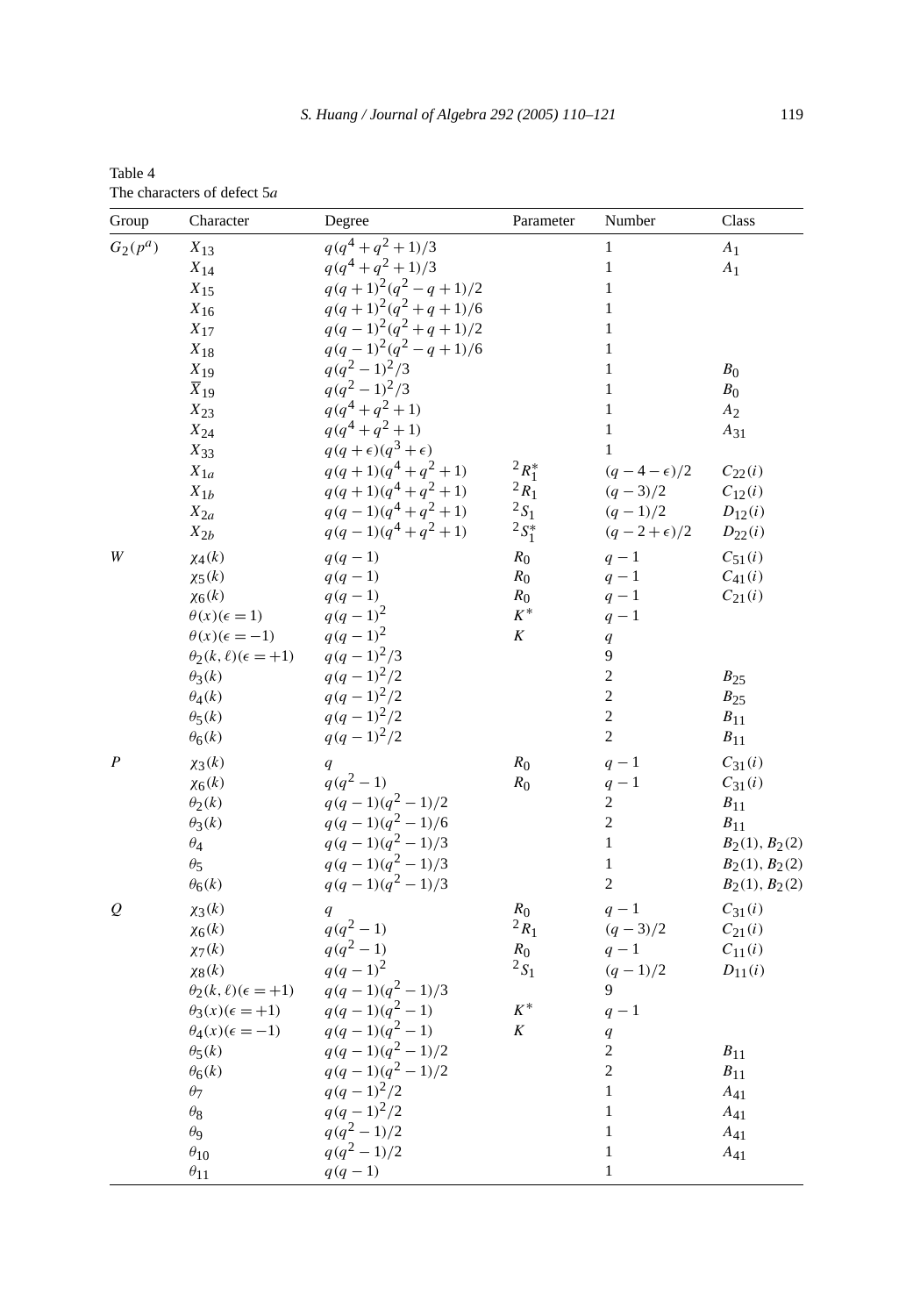Table 4
The characters of defect $5a$

| Group | Character | Degree | Parameter | Number | Class |
|---|---|---|---|---|---|
| $G_2(p^a)$ | $X_{13}$ | $q(q^4+q^2+1)/3$ | | 1 | $A_1$ |
| | $X_{14}$ | $q(q^4+q^2+1)/3$ | | 1 | $A_1$ |
| | $X_{15}$ | $q(q+1)^2(q^2-q+1)/2$ | | 1 | |
| | $X_{16}$ | $q(q+1)^2(q^2+q+1)/6$ | | 1 | |
| | $X_{17}$ | $q(q-1)^2(q^2+q+1)/2$ | | 1 | |
| | $X_{18}$ | $q(q-1)^2(q^2-q+1)/6$ | | 1 | |
| | $X_{19}$ | $q(q^2-1)^2/3$ | | 1 | $B_0$ |
| | $\overline{X}_{19}$ | $q(q^2-1)^2/3$ | | 1 | $B_0$ |
| | $X_{23}$ | $q(q^4+q^2+1)$ | | 1 | $A_2$ |
| | $X_{24}$ | $q(q^4+q^2+1)$ | | 1 | $A_{31}$ |
| | $X_{33}$ | $q(q+\epsilon)(q^3+\epsilon)$ | | 1 | |
| | $X_{1a}$ | $q(q+1)(q^4+q^2+1)$ | ${}^2R_1^*$ | $(q-4-\epsilon)/2$ | $C_{22}(i)$ |
| | $X_{1b}$ | $q(q+1)(q^4+q^2+1)$ | ${}^2R_1$ | $(q-3)/2$ | $C_{12}(i)$ |
| | $X_{2a}$ | $q(q-1)(q^4+q^2+1)$ | ${}^2S_1$ | $(q-1)/2$ | $D_{12}(i)$ |
| | $X_{2b}$ | $q(q-1)(q^4+q^2+1)$ | ${}^2S_1^*$ | $(q-2+\epsilon)/2$ | $D_{22}(i)$ |
| $W$ | $\chi_4(k)$ | $q(q-1)$ | $R_0$ | $q-1$ | $C_{51}(i)$ |
| | $\chi_5(k)$ | $q(q-1)$ | $R_0$ | $q-1$ | $C_{41}(i)$ |
| | $\chi_6(k)$ | $q(q-1)$ | $R_0$ | $q-1$ | $C_{21}(i)$ |
| | $\theta(x)(\epsilon=1)$ | $q(q-1)^2$ | $K^*$ | $q-1$ | |
| | $\theta(x)(\epsilon=-1)$ | $q(q-1)^2$ | $K$ | $q$ | |
| | $\theta_2(k,\ell)(\epsilon=+1)$ | $q(q-1)^2/3$ | | 9 | |
| | $\theta_3(k)$ | $q(q-1)^2/2$ | | 2 | $B_{25}$ |
| | $\theta_4(k)$ | $q(q-1)^2/2$ | | 2 | $B_{25}$ |
| | $\theta_5(k)$ | $q(q-1)^2/2$ | | 2 | $B_{11}$ |
| | $\theta_6(k)$ | $q(q-1)^2/2$ | | 2 | $B_{11}$ |
| $P$ | $\chi_3(k)$ | $q$ | $R_0$ | $q-1$ | $C_{31}(i)$ |
| | $\chi_6(k)$ | $q(q^2-1)$ | $R_0$ | $q-1$ | $C_{31}(i)$ |
| | $\theta_2(k)$ | $q(q-1)(q^2-1)/2$ | | 2 | $B_{11}$ |
| | $\theta_3(k)$ | $q(q-1)(q^2-1)/6$ | | 2 | $B_{11}$ |
| | $\theta_4$ | $q(q-1)(q^2-1)/3$ | | 1 | $B_2(1), B_2(2)$ |
| | $\theta_5$ | $q(q-1)(q^2-1)/3$ | | 1 | $B_2(1), B_2(2)$ |
| | $\theta_6(k)$ | $q(q-1)(q^2-1)/3$ | | 2 | $B_2(1), B_2(2)$ |
| $Q$ | $\chi_3(k)$ | $q$ | $R_0$ | $q-1$ | $C_{31}(i)$ |
| | $\chi_6(k)$ | $q(q^2-1)$ | ${}^2R_1$ | $(q-3)/2$ | $C_{21}(i)$ |
| | $\chi_7(k)$ | $q(q^2-1)$ | $R_0$ | $q-1$ | $C_{11}(i)$ |
| | $\chi_8(k)$ | $q(q-1)^2$ | ${}^2S_1$ | $(q-1)/2$ | $D_{11}(i)$ |
| | $\theta_2(k,\ell)(\epsilon=+1)$ | $q(q-1)(q^2-1)/3$ | | 9 | |
| | $\theta_3(x)(\epsilon=+1)$ | $q(q-1)(q^2-1)$ | $K^*$ | $q-1$ | |
| | $\theta_4(x)(\epsilon=-1)$ | $q(q-1)(q^2-1)$ | $K$ | $q$ | |
| | $\theta_5(k)$ | $q(q-1)(q^2-1)/2$ | | 2 | $B_{11}$ |
| | $\theta_6(k)$ | $q(q-1)(q^2-1)/2$ | | 2 | $B_{11}$ |
| | $\theta_7$ | $q(q-1)^2/2$ | | 1 | $A_{41}$ |
| | $\theta_8$ | $q(q-1)^2/2$ | | 1 | $A_{41}$ |
| | $\theta_9$ | $q(q^2-1)/2$ | | 1 | $A_{41}$ |
| | $\theta_{10}$ | $q(q^2-1)/2$ | | 1 | $A_{41}$ |
| | $\theta_{11}$ | $q(q-1)$ | | 1 | |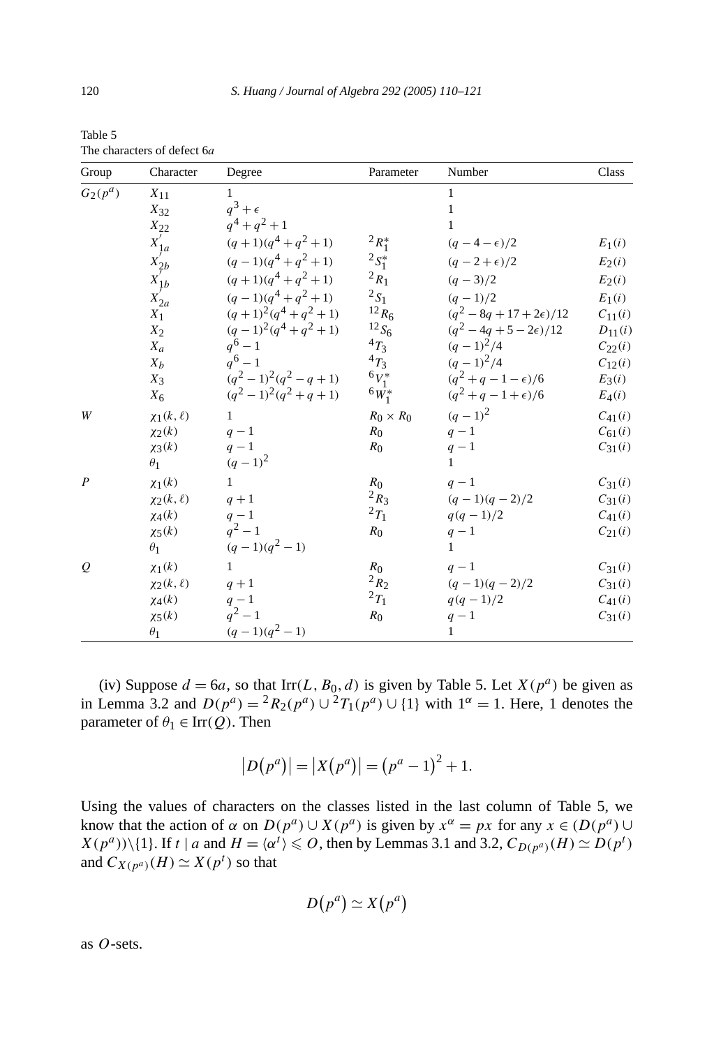Table 5
The characters of defect $6a$

| Group | Character | Degree | Parameter | Number | Class |
|---|---|---|---|---|---|
| $G_2(p^a)$ | $X_{11}$ | $1$ | | $1$ | |
| | $X_{32}$ | $q^3+\epsilon$ | | $1$ | |
| | $X_{22}$ | $q^4+q^2+1$ | | $1$ | |
| | $X'_{1a}$ | $(q+1)(q^4+q^2+1)$ | ${}^2R_1^*$ | $(q-4-\epsilon)/2$ | $E_1(i)$ |
| | $X'_{2b}$ | $(q-1)(q^4+q^2+1)$ | ${}^2S_1^*$ | $(q-2+\epsilon)/2$ | $E_2(i)$ |
| | $X'_{1b}$ | $(q+1)(q^4+q^2+1)$ | ${}^2R_1$ | $(q-3)/2$ | $E_2(i)$ |
| | $X'_{2a}$ | $(q-1)(q^4+q^2+1)$ | ${}^2S_1$ | $(q-1)/2$ | $E_1(i)$ |
| | $X_1$ | $(q+1)^2(q^4+q^2+1)$ | ${}^{12}R_6$ | $(q^2-8q+17+2\epsilon)/12$ | $C_{11}(i)$ |
| | $X_2$ | $(q-1)^2(q^4+q^2+1)$ | ${}^{12}S_6$ | $(q^2-4q+5-2\epsilon)/12$ | $D_{11}(i)$ |
| | $X_a$ | $q^6-1$ | ${}^4T_3$ | $(q-1)^2/4$ | $C_{22}(i)$ |
| | $X_b$ | $q^6-1$ | ${}^4T_3$ | $(q-1)^2/4$ | $C_{12}(i)$ |
| | $X_3$ | $(q^2-1)^2(q^2-q+1)$ | ${}^6V_1^*$ | $(q^2+q-1-\epsilon)/6$ | $E_3(i)$ |
| | $X_6$ | $(q^2-1)^2(q^2+q+1)$ | ${}^6W_1^*$ | $(q^2+q-1+\epsilon)/6$ | $E_4(i)$ |
| $W$ | $\chi_1(k,\ell)$ | $1$ | $R_0\times R_0$ | $(q-1)^2$ | $C_{41}(i)$ |
| | $\chi_2(k)$ | $q-1$ | $R_0$ | $q-1$ | $C_{61}(i)$ |
| | $\chi_3(k)$ | $q-1$ | $R_0$ | $q-1$ | $C_{31}(i)$ |
| | $\theta_1$ | $(q-1)^2$ | | $1$ | |
| $P$ | $\chi_1(k)$ | $1$ | $R_0$ | $q-1$ | $C_{31}(i)$ |
| | $\chi_2(k,\ell)$ | $q+1$ | ${}^2R_3$ | $(q-1)(q-2)/2$ | $C_{31}(i)$ |
| | $\chi_4(k)$ | $q-1$ | ${}^2T_1$ | $q(q-1)/2$ | $C_{41}(i)$ |
| | $\chi_5(k)$ | $q^2-1$ | $R_0$ | $q-1$ | $C_{21}(i)$ |
| | $\theta_1$ | $(q-1)(q^2-1)$ | | $1$ | |
| $Q$ | $\chi_1(k)$ | $1$ | $R_0$ | $q-1$ | $C_{31}(i)$ |
| | $\chi_2(k,\ell)$ | $q+1$ | ${}^2R_2$ | $(q-1)(q-2)/2$ | $C_{31}(i)$ |
| | $\chi_4(k)$ | $q-1$ | ${}^2T_1$ | $q(q-1)/2$ | $C_{41}(i)$ |
| | $\chi_5(k)$ | $q^2-1$ | $R_0$ | $q-1$ | $C_{31}(i)$ |
| | $\theta_1$ | $(q-1)(q^2-1)$ | | $1$ | |

(iv) Suppose $d=6a$, so that $\mathrm{Irr}(L,B_0,d)$ is given by Table 5. Let $X(p^a)$ be given as in Lemma 3.2 and $D(p^a)={}^2R_2(p^a)\cup{}^2T_1(p^a)\cup\{1\}$ with $1^\alpha=1$. Here, 1 denotes the parameter of $\theta_1\in\mathrm{Irr}(Q)$. Then

$$\left|D(p^a)\right|=\left|X(p^a)\right|=(p^a-1)^2+1.$$

Using the values of characters on the classes listed in the last column of Table 5, we know that the action of $\alpha$ on $D(p^a)\cup X(p^a)$ is given by $x^\alpha=px$ for any $x\in(D(p^a)\cup X(p^a))\backslash\{1\}$. If $t\mid a$ and $H=\langle\alpha^t\rangle\leqslant O$, then by Lemmas 3.1 and 3.2, $C_{D(p^a)}(H)\simeq D(p^t)$ and $C_{X(p^a)}(H)\simeq X(p^t)$ so that

$$D(p^a)\simeq X(p^a)$$

as $O$-sets.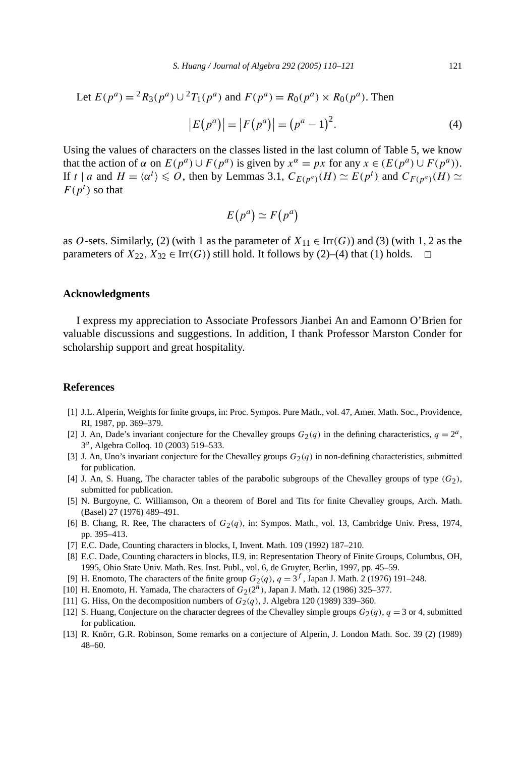Let $E(p^a) = {}^2R_3(p^a) \cup {}^2T_1(p^a)$ and $F(p^a) = R_0(p^a) \times R_0(p^a)$. Then

$$|E(p^a)| = |F(p^a)| = (p^a - 1)^2. \tag{4}$$

Using the values of characters on the classes listed in the last column of Table 5, we know that the action of $\alpha$ on $E(p^a) \cup F(p^a)$ is given by $x^\alpha = px$ for any $x \in (E(p^a) \cup F(p^a))$. If $t \mid a$ and $H = \langle \alpha^t \rangle \leqslant O$, then by Lemmas 3.1, $C_{E(p^a)}(H) \simeq E(p^t)$ and $C_{F(p^a)}(H) \simeq F(p^t)$ so that

$$E(p^a) \simeq F(p^a)$$

as $O$-sets. Similarly, (2) (with 1 as the parameter of $X_{11} \in \operatorname{Irr}(G)$) and (3) (with 1, 2 as the parameters of $X_{22}, X_{32} \in \operatorname{Irr}(G)$) still hold. It follows by (2)–(4) that (1) holds. $\square$

## Acknowledgments

I express my appreciation to Associate Professors Jianbei An and Eamonn O'Brien for valuable discussions and suggestions. In addition, I thank Professor Marston Conder for scholarship support and great hospitality.

## References

[1] J.L. Alperin, Weights for finite groups, in: Proc. Sympos. Pure Math., vol. 47, Amer. Math. Soc., Providence, RI, 1987, pp. 369–379.

[2] J. An, Dade's invariant conjecture for the Chevalley groups $G_2(q)$ in the defining characteristics, $q = 2^a$, $3^a$, Algebra Colloq. 10 (2003) 519–533.

[3] J. An, Uno's invariant conjecture for the Chevalley groups $G_2(q)$ in non-defining characteristics, submitted for publication.

[4] J. An, S. Huang, The character tables of the parabolic subgroups of the Chevalley groups of type $(G_2)$, submitted for publication.

[5] N. Burgoyne, C. Williamson, On a theorem of Borel and Tits for finite Chevalley groups, Arch. Math. (Basel) 27 (1976) 489–491.

[6] B. Chang, R. Ree, The characters of $G_2(q)$, in: Sympos. Math., vol. 13, Cambridge Univ. Press, 1974, pp. 395–413.

[7] E.C. Dade, Counting characters in blocks, I, Invent. Math. 109 (1992) 187–210.

[8] E.C. Dade, Counting characters in blocks, II.9, in: Representation Theory of Finite Groups, Columbus, OH, 1995, Ohio State Univ. Math. Res. Inst. Publ., vol. 6, de Gruyter, Berlin, 1997, pp. 45–59.

[9] H. Enomoto, The characters of the finite group $G_2(q)$, $q = 3^f$, Japan J. Math. 2 (1976) 191–248.

[10] H. Enomoto, H. Yamada, The characters of $G_2(2^n)$, Japan J. Math. 12 (1986) 325–377.

[11] G. Hiss, On the decomposition numbers of $G_2(q)$, J. Algebra 120 (1989) 339–360.

[12] S. Huang, Conjecture on the character degrees of the Chevalley simple groups $G_2(q)$, $q = 3$ or 4, submitted for publication.

[13] R. Knörr, G.R. Robinson, Some remarks on a conjecture of Alperin, J. London Math. Soc. 39 (2) (1989) 48–60.